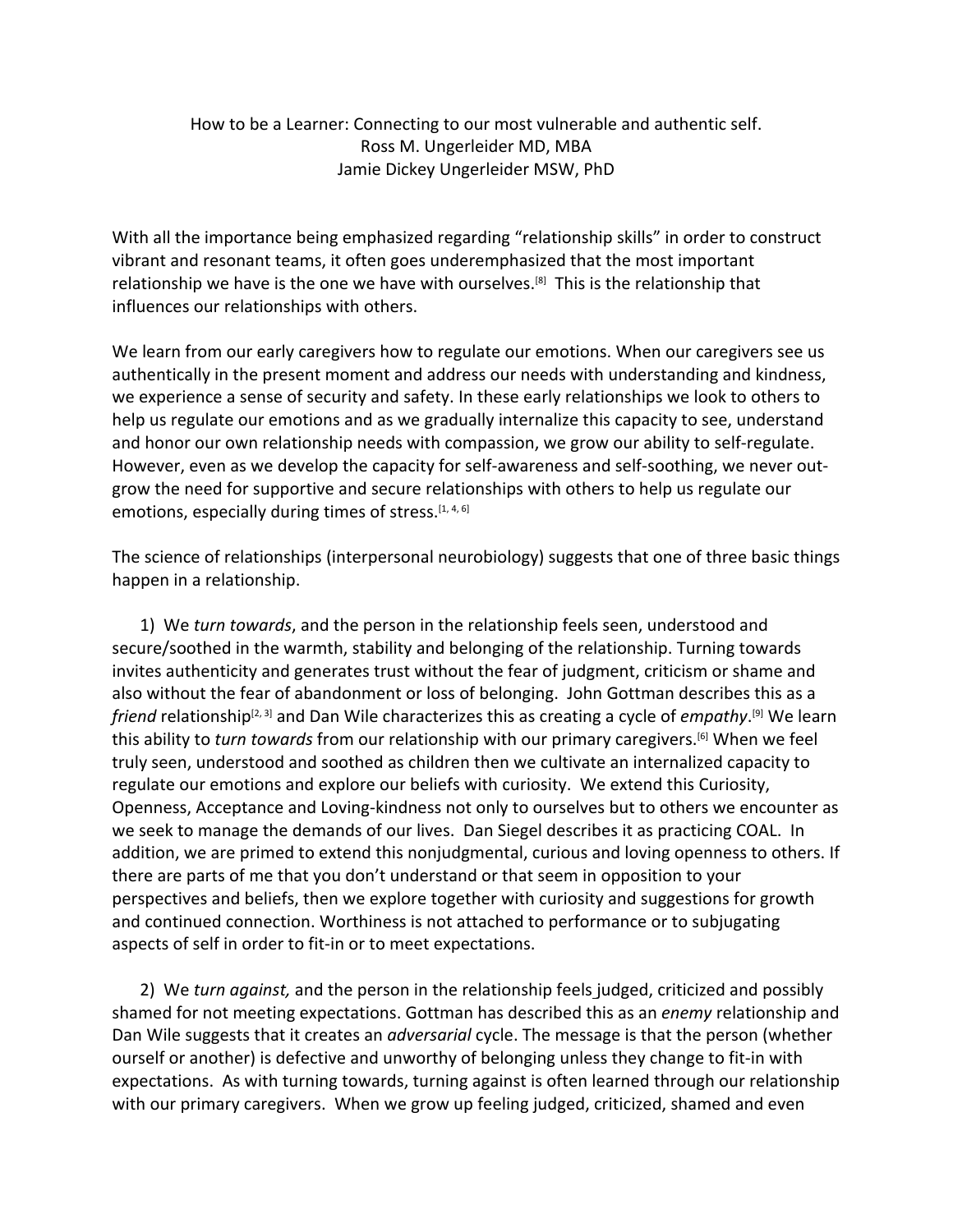# How to be a Learner: Connecting to our most vulnerable and authentic self.

Ross M. Ungerleider MD, MBA
Jamie Dickey Ungerleider MSW, PhD

With all the importance being emphasized regarding "relationship skills" in order to construct vibrant and resonant teams, it often goes underemphasized that the most important relationship we have is the one we have with ourselves.[8] This is the relationship that influences our relationships with others.

We learn from our early caregivers how to regulate our emotions. When our caregivers see us authentically in the present moment and address our needs with understanding and kindness, we experience a sense of security and safety. In these early relationships we look to others to help us regulate our emotions and as we gradually internalize this capacity to see, understand and honor our own relationship needs with compassion, we grow our ability to self-regulate. However, even as we develop the capacity for self-awareness and self-soothing, we never out-grow the need for supportive and secure relationships with others to help us regulate our emotions, especially during times of stress.[1, 4, 6]

The science of relationships (interpersonal neurobiology) suggests that one of three basic things happen in a relationship.

1) We *turn towards*, and the person in the relationship feels seen, understood and secure/soothed in the warmth, stability and belonging of the relationship. Turning towards invites authenticity and generates trust without the fear of judgment, criticism or shame and also without the fear of abandonment or loss of belonging. John Gottman describes this as a *friend* relationship[2, 3] and Dan Wile characterizes this as creating a cycle of *empathy*.[9] We learn this ability to *turn towards* from our relationship with our primary caregivers.[6] When we feel truly seen, understood and soothed as children then we cultivate an internalized capacity to regulate our emotions and explore our beliefs with curiosity. We extend this Curiosity, Openness, Acceptance and Loving-kindness not only to ourselves but to others we encounter as we seek to manage the demands of our lives. Dan Siegel describes it as practicing COAL. In addition, we are primed to extend this nonjudgmental, curious and loving openness to others. If there are parts of me that you don't understand or that seem in opposition to your perspectives and beliefs, then we explore together with curiosity and suggestions for growth and continued connection. Worthiness is not attached to performance or to subjugating aspects of self in order to fit-in or to meet expectations.

2) We *turn against,* and the person in the relationship feels judged, criticized and possibly shamed for not meeting expectations. Gottman has described this as an *enemy* relationship and Dan Wile suggests that it creates an *adversarial* cycle. The message is that the person (whether ourself or another) is defective and unworthy of belonging unless they change to fit-in with expectations. As with turning towards, turning against is often learned through our relationship with our primary caregivers. When we grow up feeling judged, criticized, shamed and even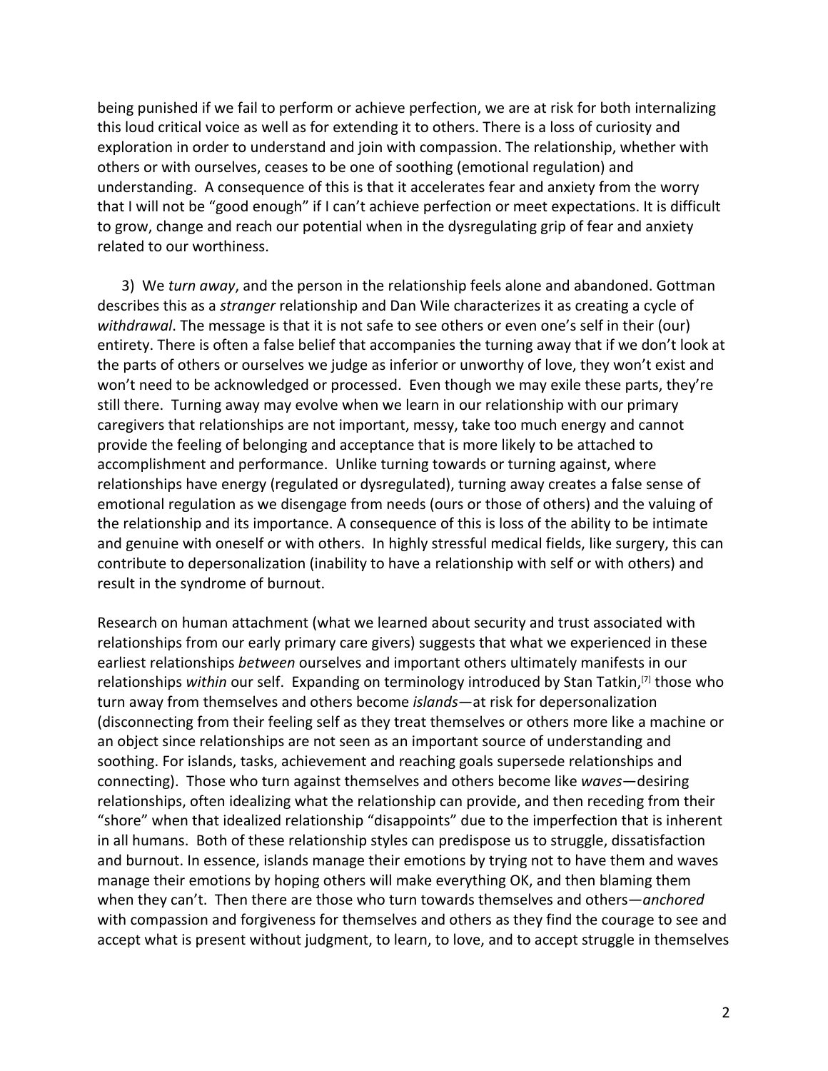being punished if we fail to perform or achieve perfection, we are at risk for both internalizing this loud critical voice as well as for extending it to others. There is a loss of curiosity and exploration in order to understand and join with compassion. The relationship, whether with others or with ourselves, ceases to be one of soothing (emotional regulation) and understanding. A consequence of this is that it accelerates fear and anxiety from the worry that I will not be "good enough" if I can't achieve perfection or meet expectations. It is difficult to grow, change and reach our potential when in the dysregulating grip of fear and anxiety related to our worthiness.

3) We *turn away*, and the person in the relationship feels alone and abandoned. Gottman describes this as a *stranger* relationship and Dan Wile characterizes it as creating a cycle of *withdrawal*. The message is that it is not safe to see others or even one's self in their (our) entirety. There is often a false belief that accompanies the turning away that if we don't look at the parts of others or ourselves we judge as inferior or unworthy of love, they won't exist and won't need to be acknowledged or processed. Even though we may exile these parts, they're still there. Turning away may evolve when we learn in our relationship with our primary caregivers that relationships are not important, messy, take too much energy and cannot provide the feeling of belonging and acceptance that is more likely to be attached to accomplishment and performance. Unlike turning towards or turning against, where relationships have energy (regulated or dysregulated), turning away creates a false sense of emotional regulation as we disengage from needs (ours or those of others) and the valuing of the relationship and its importance. A consequence of this is loss of the ability to be intimate and genuine with oneself or with others. In highly stressful medical fields, like surgery, this can contribute to depersonalization (inability to have a relationship with self or with others) and result in the syndrome of burnout.

Research on human attachment (what we learned about security and trust associated with relationships from our early primary care givers) suggests that what we experienced in these earliest relationships *between* ourselves and important others ultimately manifests in our relationships *within* our self. Expanding on terminology introduced by Stan Tatkin,[7] those who turn away from themselves and others become *islands*—at risk for depersonalization (disconnecting from their feeling self as they treat themselves or others more like a machine or an object since relationships are not seen as an important source of understanding and soothing. For islands, tasks, achievement and reaching goals supersede relationships and connecting). Those who turn against themselves and others become like *waves*—desiring relationships, often idealizing what the relationship can provide, and then receding from their "shore" when that idealized relationship "disappoints" due to the imperfection that is inherent in all humans. Both of these relationship styles can predispose us to struggle, dissatisfaction and burnout. In essence, islands manage their emotions by trying not to have them and waves manage their emotions by hoping others will make everything OK, and then blaming them when they can't. Then there are those who turn towards themselves and others—*anchored* with compassion and forgiveness for themselves and others as they find the courage to see and accept what is present without judgment, to learn, to love, and to accept struggle in themselves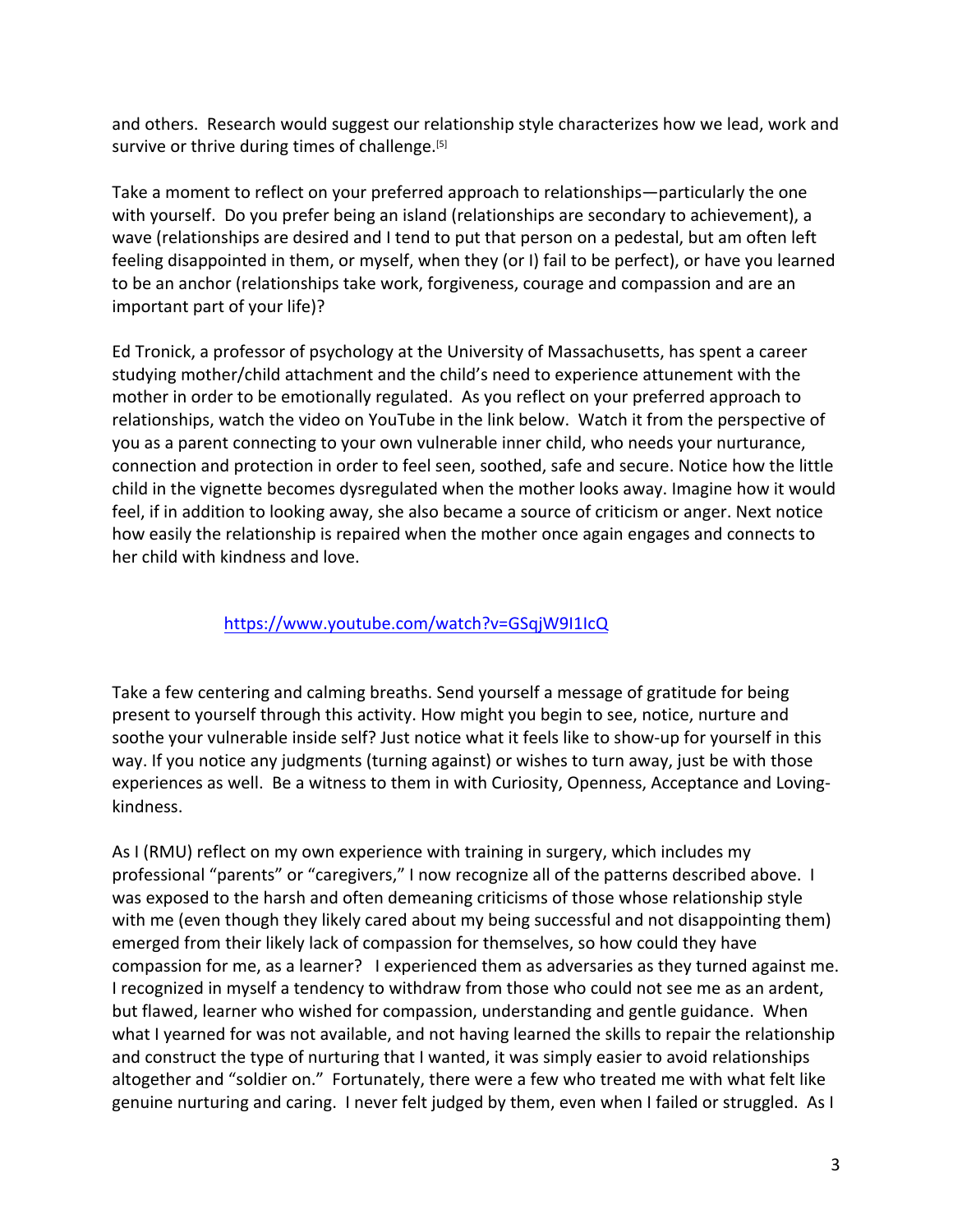and others. Research would suggest our relationship style characterizes how we lead, work and survive or thrive during times of challenge.[5]

Take a moment to reflect on your preferred approach to relationships—particularly the one with yourself. Do you prefer being an island (relationships are secondary to achievement), a wave (relationships are desired and I tend to put that person on a pedestal, but am often left feeling disappointed in them, or myself, when they (or I) fail to be perfect), or have you learned to be an anchor (relationships take work, forgiveness, courage and compassion and are an important part of your life)?

Ed Tronick, a professor of psychology at the University of Massachusetts, has spent a career studying mother/child attachment and the child's need to experience attunement with the mother in order to be emotionally regulated. As you reflect on your preferred approach to relationships, watch the video on YouTube in the link below. Watch it from the perspective of you as a parent connecting to your own vulnerable inner child, who needs your nurturance, connection and protection in order to feel seen, soothed, safe and secure. Notice how the little child in the vignette becomes dysregulated when the mother looks away. Imagine how it would feel, if in addition to looking away, she also became a source of criticism or anger. Next notice how easily the relationship is repaired when the mother once again engages and connects to her child with kindness and love.

https://www.youtube.com/watch?v=GSqjW9I1IcQ

Take a few centering and calming breaths. Send yourself a message of gratitude for being present to yourself through this activity. How might you begin to see, notice, nurture and soothe your vulnerable inside self? Just notice what it feels like to show-up for yourself in this way. If you notice any judgments (turning against) or wishes to turn away, just be with those experiences as well. Be a witness to them in with Curiosity, Openness, Acceptance and Loving-kindness.

As I (RMU) reflect on my own experience with training in surgery, which includes my professional "parents" or "caregivers," I now recognize all of the patterns described above. I was exposed to the harsh and often demeaning criticisms of those whose relationship style with me (even though they likely cared about my being successful and not disappointing them) emerged from their likely lack of compassion for themselves, so how could they have compassion for me, as a learner? I experienced them as adversaries as they turned against me. I recognized in myself a tendency to withdraw from those who could not see me as an ardent, but flawed, learner who wished for compassion, understanding and gentle guidance. When what I yearned for was not available, and not having learned the skills to repair the relationship and construct the type of nurturing that I wanted, it was simply easier to avoid relationships altogether and "soldier on." Fortunately, there were a few who treated me with what felt like genuine nurturing and caring. I never felt judged by them, even when I failed or struggled. As I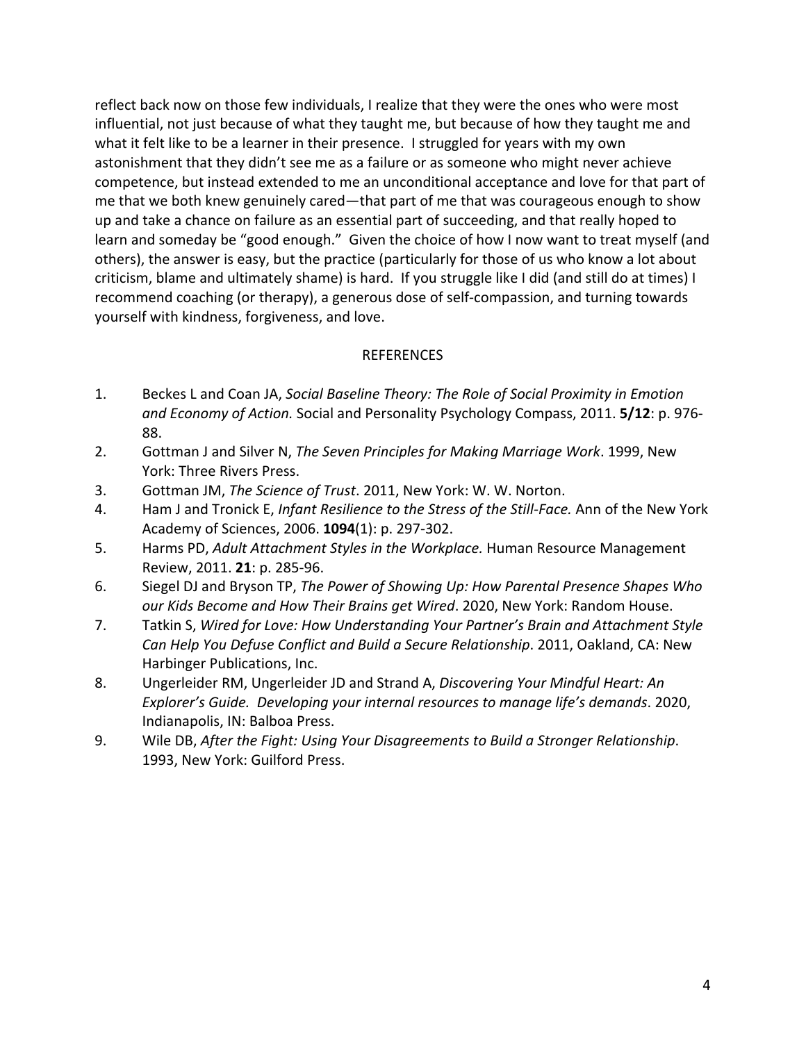reflect back now on those few individuals, I realize that they were the ones who were most influential, not just because of what they taught me, but because of how they taught me and what it felt like to be a learner in their presence. I struggled for years with my own astonishment that they didn't see me as a failure or as someone who might never achieve competence, but instead extended to me an unconditional acceptance and love for that part of me that we both knew genuinely cared—that part of me that was courageous enough to show up and take a chance on failure as an essential part of succeeding, and that really hoped to learn and someday be "good enough." Given the choice of how I now want to treat myself (and others), the answer is easy, but the practice (particularly for those of us who know a lot about criticism, blame and ultimately shame) is hard. If you struggle like I did (and still do at times) I recommend coaching (or therapy), a generous dose of self-compassion, and turning towards yourself with kindness, forgiveness, and love.

## REFERENCES

1. Beckes L and Coan JA, *Social Baseline Theory: The Role of Social Proximity in Emotion and Economy of Action.* Social and Personality Psychology Compass, 2011. **5/12**: p. 976-88.
2. Gottman J and Silver N, *The Seven Principles for Making Marriage Work*. 1999, New York: Three Rivers Press.
3. Gottman JM, *The Science of Trust*. 2011, New York: W. W. Norton.
4. Ham J and Tronick E, *Infant Resilience to the Stress of the Still-Face.* Ann of the New York Academy of Sciences, 2006. **1094**(1): p. 297-302.
5. Harms PD, *Adult Attachment Styles in the Workplace.* Human Resource Management Review, 2011. **21**: p. 285-96.
6. Siegel DJ and Bryson TP, *The Power of Showing Up: How Parental Presence Shapes Who our Kids Become and How Their Brains get Wired*. 2020, New York: Random House.
7. Tatkin S, *Wired for Love: How Understanding Your Partner's Brain and Attachment Style Can Help You Defuse Conflict and Build a Secure Relationship*. 2011, Oakland, CA: New Harbinger Publications, Inc.
8. Ungerleider RM, Ungerleider JD and Strand A, *Discovering Your Mindful Heart: An Explorer's Guide. Developing your internal resources to manage life's demands*. 2020, Indianapolis, IN: Balboa Press.
9. Wile DB, *After the Fight: Using Your Disagreements to Build a Stronger Relationship*. 1993, New York: Guilford Press.